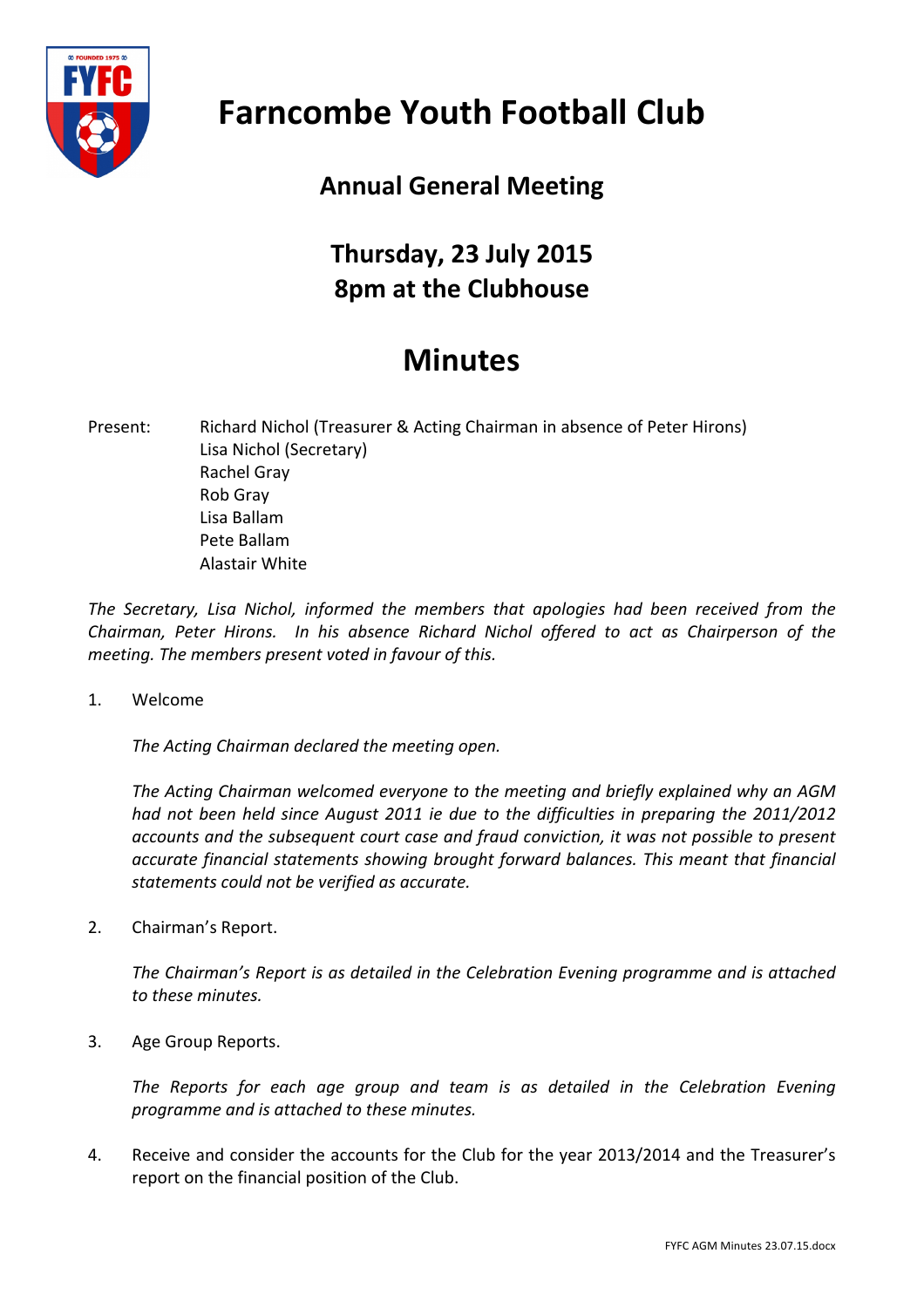# Farncombe Youth Football Club

## Annual General Meeting

## Thursday, 23 July 2015
## 8pm at the Clubhouse

# Minutes

Present: Richard Nichol (Treasurer & Acting Chairman in absence of Peter Hirons)
Lisa Nichol (Secretary)
Rachel Gray
Rob Gray
Lisa Ballam
Pete Ballam
Alastair White

*The Secretary, Lisa Nichol, informed the members that apologies had been received from the Chairman, Peter Hirons. In his absence Richard Nichol offered to act as Chairperson of the meeting. The members present voted in favour of this.*

1. Welcome

   *The Acting Chairman declared the meeting open.*

   *The Acting Chairman welcomed everyone to the meeting and briefly explained why an AGM had not been held since August 2011 ie due to the difficulties in preparing the 2011/2012 accounts and the subsequent court case and fraud conviction, it was not possible to present accurate financial statements showing brought forward balances. This meant that financial statements could not be verified as accurate.*

2. Chairman's Report.

   *The Chairman's Report is as detailed in the Celebration Evening programme and is attached to these minutes.*

3. Age Group Reports.

   *The Reports for each age group and team is as detailed in the Celebration Evening programme and is attached to these minutes.*

4. Receive and consider the accounts for the Club for the year 2013/2014 and the Treasurer's report on the financial position of the Club.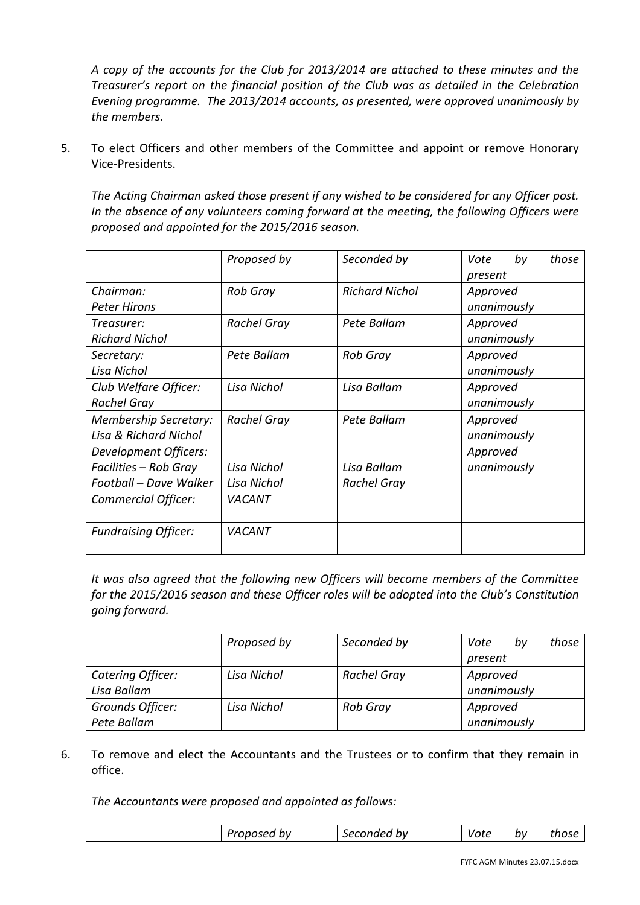*A copy of the accounts for the Club for 2013/2014 are attached to these minutes and the Treasurer's report on the financial position of the Club was as detailed in the Celebration Evening programme. The 2013/2014 accounts, as presented, were approved unanimously by the members.*

5. To elect Officers and other members of the Committee and appoint or remove Honorary Vice-Presidents.

   *The Acting Chairman asked those present if any wished to be considered for any Officer post. In the absence of any volunteers coming forward at the meeting, the following Officers were proposed and appointed for the 2015/2016 season.*

| | *Proposed by* | *Seconded by* | *Vote by those present* |
|---|---|---|---|
| *Chairman:* *Peter Hirons* | *Rob Gray* | *Richard Nichol* | *Approved unanimously* |
| *Treasurer:* *Richard Nichol* | *Rachel Gray* | *Pete Ballam* | *Approved unanimously* |
| *Secretary:* *Lisa Nichol* | *Pete Ballam* | *Rob Gray* | *Approved unanimously* |
| *Club Welfare Officer:* *Rachel Gray* | *Lisa Nichol* | *Lisa Ballam* | *Approved unanimously* |
| *Membership Secretary:* *Lisa & Richard Nichol* | *Rachel Gray* | *Pete Ballam* | *Approved unanimously* |
| *Development Officers:* *Facilities – Rob Gray* *Football – Dave Walker* | *Lisa Nichol* *Lisa Nichol* | *Lisa Ballam* *Rachel Gray* | *Approved unanimously* |
| *Commercial Officer:* | *VACANT* | | |
| *Fundraising Officer:* | *VACANT* | | |

   *It was also agreed that the following new Officers will become members of the Committee for the 2015/2016 season and these Officer roles will be adopted into the Club's Constitution going forward.*

| | *Proposed by* | *Seconded by* | *Vote by those present* |
|---|---|---|---|
| *Catering Officer:* *Lisa Ballam* | *Lisa Nichol* | *Rachel Gray* | *Approved unanimously* |
| *Grounds Officer:* *Pete Ballam* | *Lisa Nichol* | *Rob Gray* | *Approved unanimously* |

6. To remove and elect the Accountants and the Trustees or to confirm that they remain in office.

   *The Accountants were proposed and appointed as follows:*

| | *Proposed by* | *Seconded by* | *Vote by those* |
|---|---|---|---|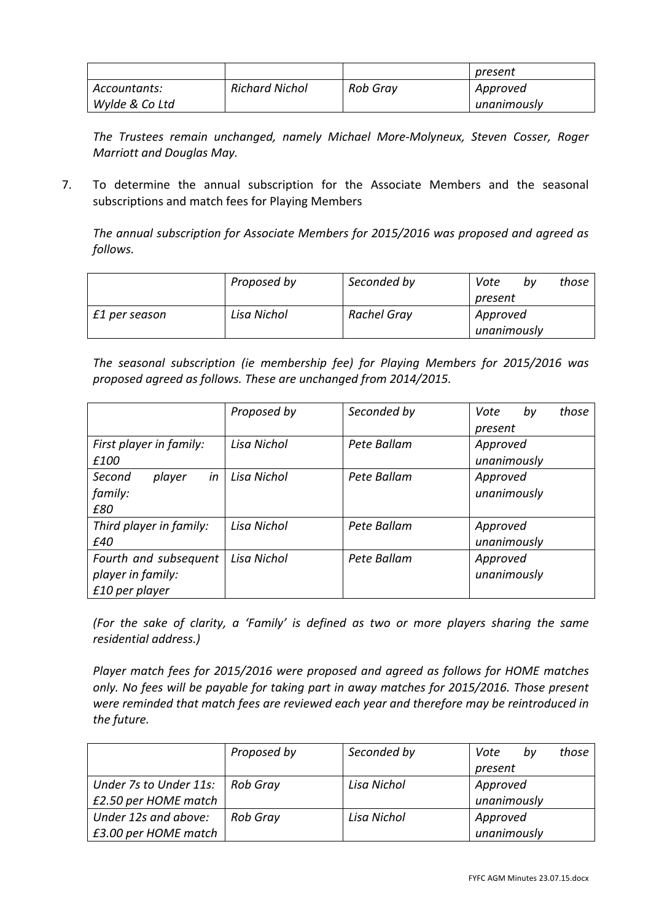| | | | present |
|---|---|---|---|
| *Accountants: Wylde & Co Ltd* | *Richard Nichol* | *Rob Gray* | *Approved unanimously* |

*The Trustees remain unchanged, namely Michael More-Molyneux, Steven Cosser, Roger Marriott and Douglas May.*

7. To determine the annual subscription for the Associate Members and the seasonal subscriptions and match fees for Playing Members

   *The annual subscription for Associate Members for 2015/2016 was proposed and agreed as follows.*

| | *Proposed by* | *Seconded by* | *Vote by those present* |
|---|---|---|---|
| *£1 per season* | *Lisa Nichol* | *Rachel Gray* | *Approved unanimously* |

*The seasonal subscription (ie membership fee) for Playing Members for 2015/2016 was proposed agreed as follows. These are unchanged from 2014/2015.*

| | *Proposed by* | *Seconded by* | *Vote by those present* |
|---|---|---|---|
| *First player in family: £100* | *Lisa Nichol* | *Pete Ballam* | *Approved unanimously* |
| *Second player in family: £80* | *Lisa Nichol* | *Pete Ballam* | *Approved unanimously* |
| *Third player in family: £40* | *Lisa Nichol* | *Pete Ballam* | *Approved unanimously* |
| *Fourth and subsequent player in family: £10 per player* | *Lisa Nichol* | *Pete Ballam* | *Approved unanimously* |

*(For the sake of clarity, a 'Family' is defined as two or more players sharing the same residential address.)*

*Player match fees for 2015/2016 were proposed and agreed as follows for HOME matches only. No fees will be payable for taking part in away matches for 2015/2016. Those present were reminded that match fees are reviewed each year and therefore may be reintroduced in the future.*

| | *Proposed by* | *Seconded by* | *Vote by those present* |
|---|---|---|---|
| *Under 7s to Under 11s: £2.50 per HOME match* | *Rob Gray* | *Lisa Nichol* | *Approved unanimously* |
| *Under 12s and above: £3.00 per HOME match* | *Rob Gray* | *Lisa Nichol* | *Approved unanimously* |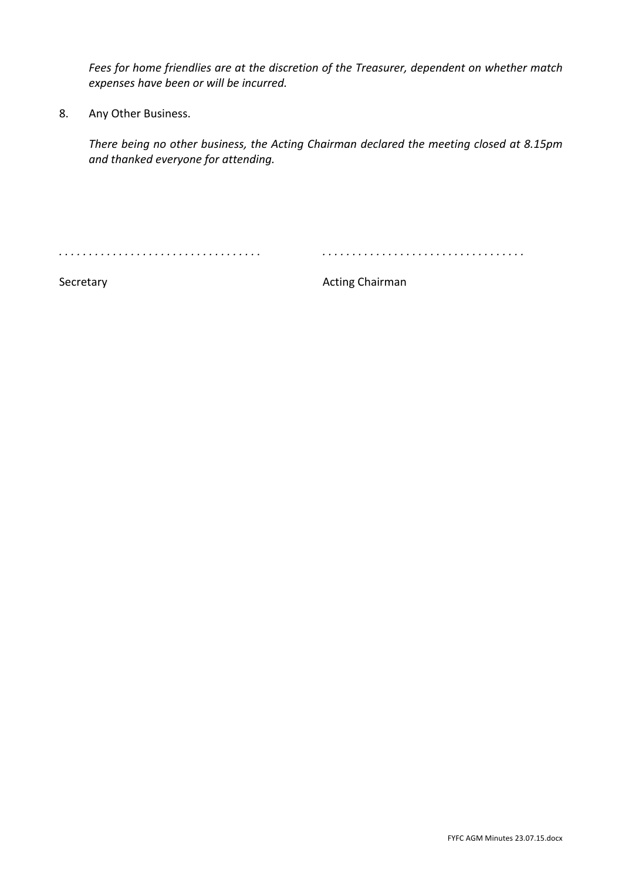*Fees for home friendlies are at the discretion of the Treasurer, dependent on whether match expenses have been or will be incurred.*

8. Any Other Business.

   *There being no other business, the Acting Chairman declared the meeting closed at 8.15pm and thanked everyone for attending.*

. . . . . . . . . . . . . . . . . . . . . . . . . . . . . . . . .          . . . . . . . . . . . . . . . . . . . . . . . . . . . . . . . . .

Secretary          Acting Chairman